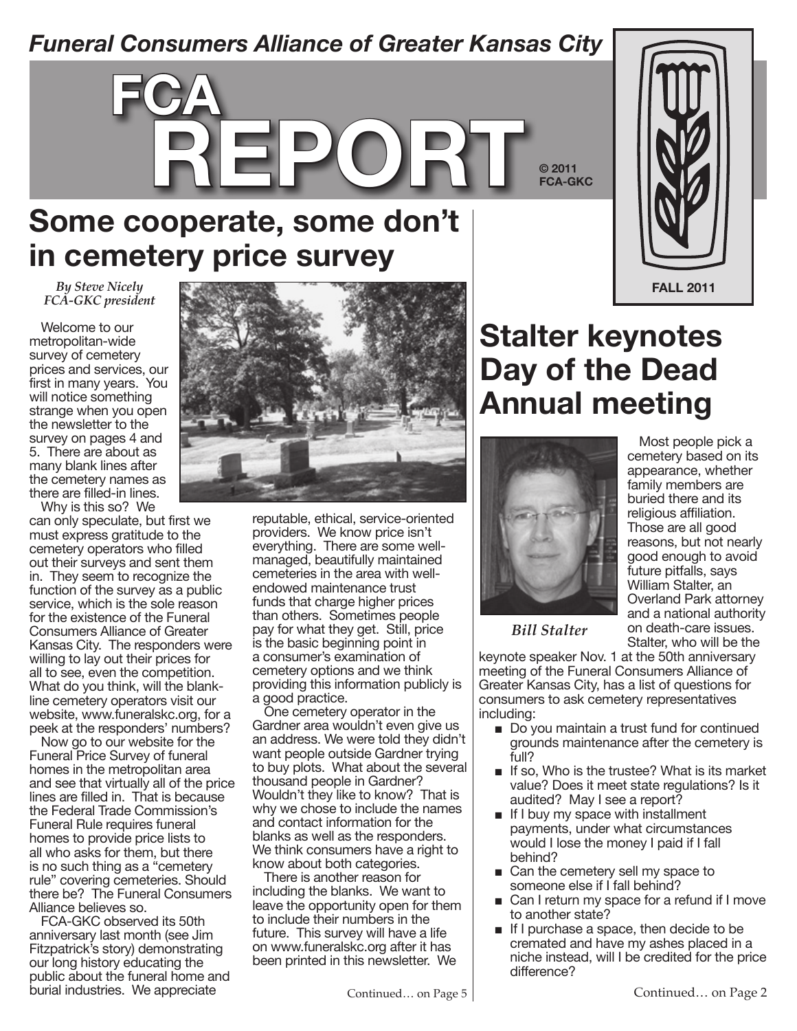*Funeral Consumers Alliance of Greater Kansas City*

# FCA REPORT

© 2011 FCA-GKC

FALL 2011

## Some cooperate, some don't in cemetery price survey

*By Steve Nicely*
*FCA-GKC president*

Welcome to our metropolitan-wide survey of cemetery prices and services, our first in many years. You will notice something strange when you open the newsletter to the survey on pages 4 and 5. There are about as many blank lines after the cemetery names as there are filled-in lines.

Why is this so? We can only speculate, but first we must express gratitude to the cemetery operators who filled out their surveys and sent them in. They seem to recognize the function of the survey as a public service, which is the sole reason for the existence of the Funeral Consumers Alliance of Greater Kansas City. The responders were willing to lay out their prices for all to see, even the competition. What do you think, will the blank-line cemetery operators visit our website, www.funeralskc.org, for a peek at the responders' numbers?

Now go to our website for the Funeral Price Survey of funeral homes in the metropolitan area and see that virtually all of the price lines are filled in. That is because the Federal Trade Commission's Funeral Rule requires funeral homes to provide price lists to all who asks for them, but there is no such thing as a "cemetery rule" covering cemeteries. Should there be? The Funeral Consumers Alliance believes so.

FCA-GKC observed its 50th anniversary last month (see Jim Fitzpatrick's story) demonstrating our long history educating the public about the funeral home and burial industries. We appreciate reputable, ethical, service-oriented providers. We know price isn't everything. There are some well-managed, beautifully maintained cemeteries in the area with well-endowed maintenance trust funds that charge higher prices than others. Sometimes people pay for what they get. Still, price is the basic beginning point in a consumer's examination of cemetery options and we think providing this information publicly is a good practice.

One cemetery operator in the Gardner area wouldn't even give us an address. We were told they didn't want people outside Gardner trying to buy plots. What about the several thousand people in Gardner? Wouldn't they like to know? That is why we chose to include the names and contact information for the blanks as well as the responders. We think consumers have a right to know about both categories.

There is another reason for including the blanks. We want to leave the opportunity open for them to include their numbers in the future. This survey will have a life on www.funeralskc.org after it has been printed in this newsletter. We

Continued… on Page 5

## Stalter keynotes Day of the Dead Annual meeting

*Bill Stalter*

Most people pick a cemetery based on its appearance, whether family members are buried there and its religious affiliation. Those are all good reasons, but not nearly good enough to avoid future pitfalls, says William Stalter, an Overland Park attorney and a national authority on death-care issues. Stalter, who will be the keynote speaker Nov. 1 at the 50th anniversary meeting of the Funeral Consumers Alliance of Greater Kansas City, has a list of questions for consumers to ask cemetery representatives including:

- Do you maintain a trust fund for continued grounds maintenance after the cemetery is full?
- If so, Who is the trustee? What is its market value? Does it meet state regulations? Is it audited? May I see a report?
- If I buy my space with installment payments, under what circumstances would I lose the money I paid if I fall behind?
- Can the cemetery sell my space to someone else if I fall behind?
- Can I return my space for a refund if I move to another state?
- If I purchase a space, then decide to be cremated and have my ashes placed in a niche instead, will I be credited for the price difference?

Continued… on Page 2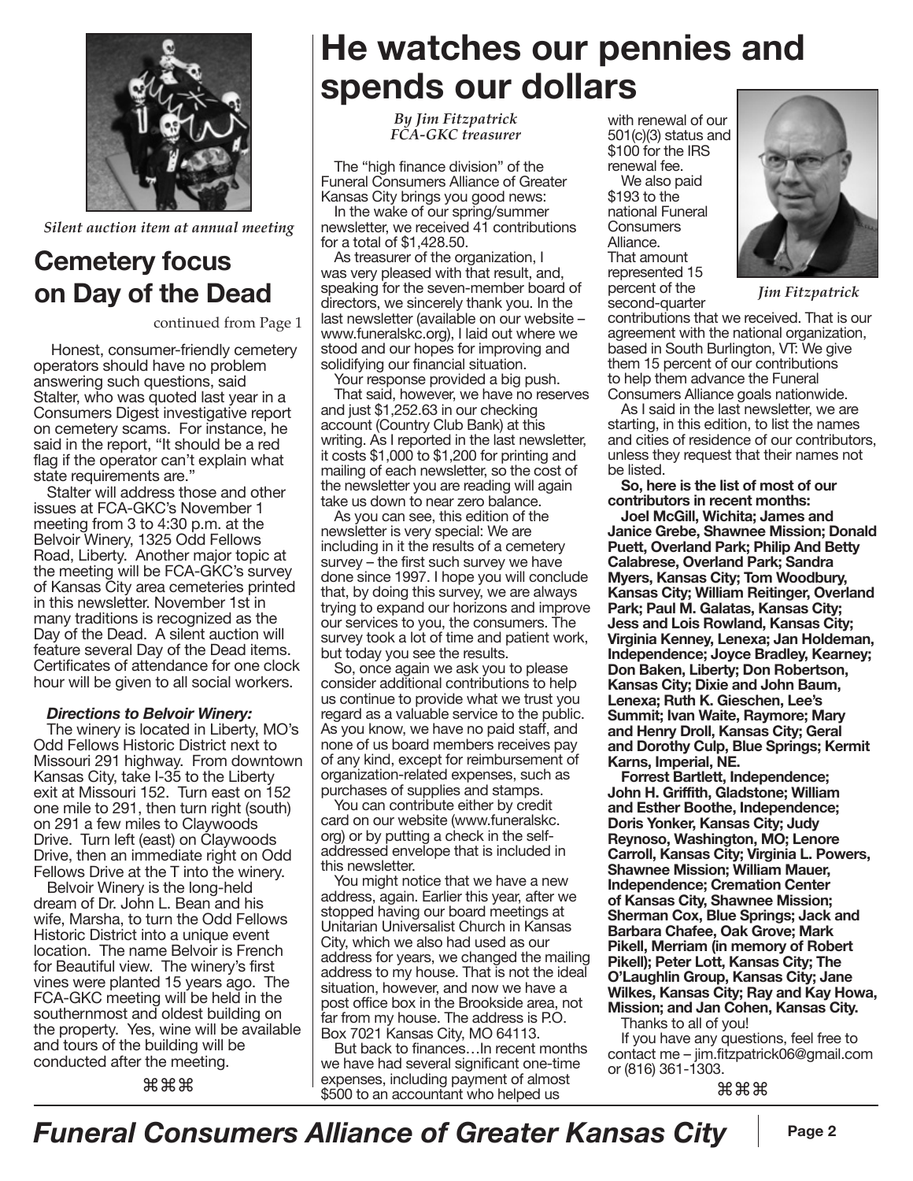*Silent auction item at annual meeting*

## Cemetery focus on Day of the Dead

continued from Page 1

Honest, consumer-friendly cemetery operators should have no problem answering such questions, said Stalter, who was quoted last year in a Consumers Digest investigative report on cemetery scams. For instance, he said in the report, "It should be a red flag if the operator can't explain what state requirements are."

Stalter will address those and other issues at FCA-GKC's November 1 meeting from 3 to 4:30 p.m. at the Belvoir Winery, 1325 Odd Fellows Road, Liberty. Another major topic at the meeting will be FCA-GKC's survey of Kansas City area cemeteries printed in this newsletter. November 1st in many traditions is recognized as the Day of the Dead. A silent auction will feature several Day of the Dead items. Certificates of attendance for one clock hour will be given to all social workers.

***Directions to Belvoir Winery:***

The winery is located in Liberty, MO's Odd Fellows Historic District next to Missouri 291 highway. From downtown Kansas City, take I-35 to the Liberty exit at Missouri 152. Turn east on 152 one mile to 291, then turn right (south) on 291 a few miles to Claywoods Drive. Turn left (east) on Claywoods Drive, then an immediate right on Odd Fellows Drive at the T into the winery.

Belvoir Winery is the long-held dream of Dr. John L. Bean and his wife, Marsha, to turn the Odd Fellows Historic District into a unique event location. The name Belvoir is French for Beautiful view. The winery's first vines were planted 15 years ago. The FCA-GKC meeting will be held in the southernmost and oldest building on the property. Yes, wine will be available and tours of the building will be conducted after the meeting.

⌘⌘⌘

# He watches our pennies and spends our dollars

*By Jim Fitzpatrick*
*FCA-GKC treasurer*

The "high finance division" of the Funeral Consumers Alliance of Greater Kansas City brings you good news:

In the wake of our spring/summer newsletter, we received 41 contributions for a total of $1,428.50.

As treasurer of the organization, I was very pleased with that result, and, speaking for the seven-member board of directors, we sincerely thank you. In the last newsletter (available on our website – www.funeralskc.org), I laid out where we stood and our hopes for improving and solidifying our financial situation.

Your response provided a big push.

That said, however, we have no reserves and just $1,252.63 in our checking account (Country Club Bank) at this writing. As I reported in the last newsletter, it costs $1,000 to $1,200 for printing and mailing of each newsletter, so the cost of the newsletter you are reading will again take us down to near zero balance.

As you can see, this edition of the newsletter is very special: We are including in it the results of a cemetery survey – the first such survey we have done since 1997. I hope you will conclude that, by doing this survey, we are always trying to expand our horizons and improve our services to you, the consumers. The survey took a lot of time and patient work, but today you see the results.

So, once again we ask you to please consider additional contributions to help us continue to provide what we trust you regard as a valuable service to the public. As you know, we have no paid staff, and none of us board members receives pay of any kind, except for reimbursement of organization-related expenses, such as purchases of supplies and stamps.

You can contribute either by credit card on our website (www.funeralskc.org) or by putting a check in the self-addressed envelope that is included in this newsletter.

You might notice that we have a new address, again. Earlier this year, after we stopped having our board meetings at Unitarian Universalist Church in Kansas City, which we also had used as our address for years, we changed the mailing address to my house. That is not the ideal situation, however, and now we have a post office box in the Brookside area, not far from my house. The address is P.O. Box 7021 Kansas City, MO 64113.

But back to finances…In recent months we have had several significant one-time expenses, including payment of almost $500 to an accountant who helped us with renewal of our 501(c)(3) status and $100 for the IRS renewal fee.

We also paid $193 to the national Funeral Consumers Alliance. That amount represented 15 percent of the second-quarter contributions that we received. That is our agreement with the national organization, based in South Burlington, VT: We give them 15 percent of our contributions to help them advance the Funeral Consumers Alliance goals nationwide.

*Jim Fitzpatrick*

As I said in the last newsletter, we are starting, in this edition, to list the names and cities of residence of our contributors, unless they request that their names not be listed.

**So, here is the list of most of our contributors in recent months:**

**Joel McGill, Wichita; James and Janice Grebe, Shawnee Mission; Donald Puett, Overland Park; Philip And Betty Calabrese, Overland Park; Sandra Myers, Kansas City; Tom Woodbury, Kansas City; William Reitinger, Overland Park; Paul M. Galatas, Kansas City; Jess and Lois Rowland, Kansas City; Virginia Kenney, Lenexa; Jan Holdeman, Independence; Joyce Bradley, Kearney; Don Baken, Liberty; Don Robertson, Kansas City; Dixie and John Baum, Lenexa; Ruth K. Gieschen, Lee's Summit; Ivan Waite, Raymore; Mary and Henry Droll, Kansas City; Geral and Dorothy Culp, Blue Springs; Kermit Karns, Imperial, NE.**

**Forrest Bartlett, Independence; John H. Griffith, Gladstone; William and Esther Boothe, Independence; Doris Yonker, Kansas City; Judy Reynoso, Washington, MO; Lenore Carroll, Kansas City; Virginia L. Powers, Shawnee Mission; William Mauer, Independence; Cremation Center of Kansas City, Shawnee Mission; Sherman Cox, Blue Springs; Jack and Barbara Chafee, Oak Grove; Mark Pikell, Merriam (in memory of Robert Pikell); Peter Lott, Kansas City; The O'Laughlin Group, Kansas City; Jane Wilkes, Kansas City; Ray and Kay Howa, Mission; and Jan Cohen, Kansas City.**

Thanks to all of you!

If you have any questions, feel free to contact me – jim.fitzpatrick06@gmail.com or (816) 361-1303.

⌘⌘⌘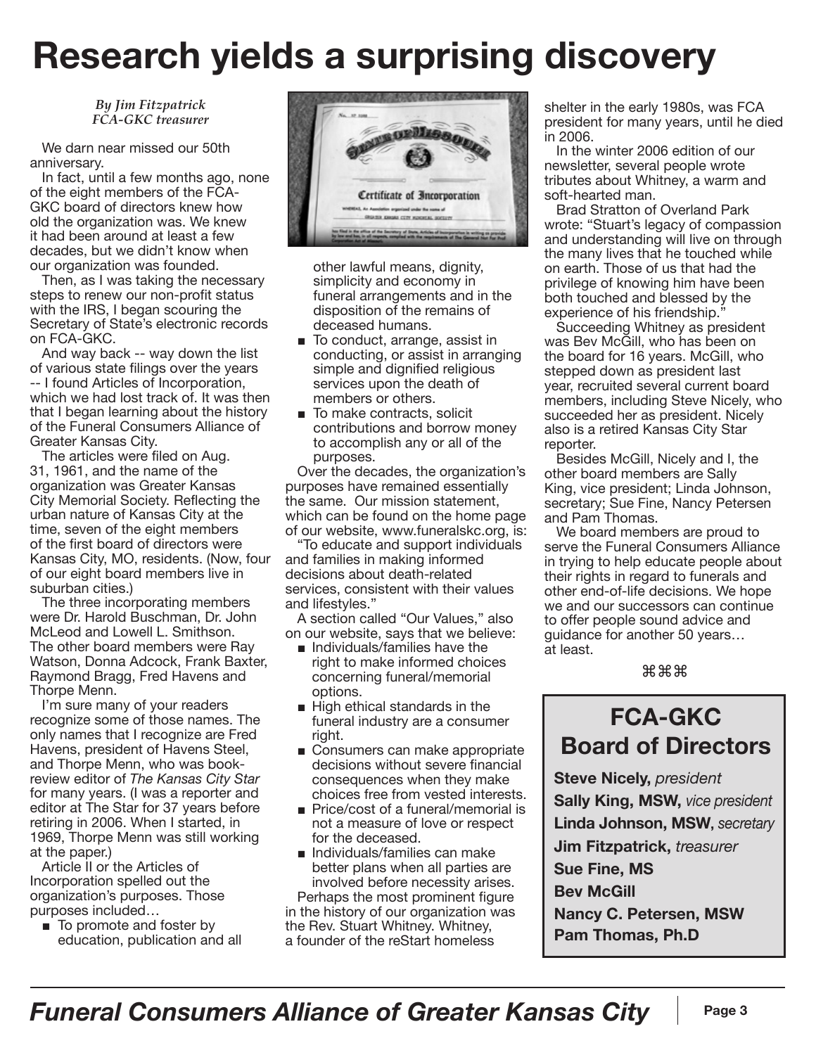# Research yields a surprising discovery

*By Jim Fitzpatrick*
*FCA-GKC treasurer*

We darn near missed our 50th anniversary.

In fact, until a few months ago, none of the eight members of the FCA-GKC board of directors knew how old the organization was. We knew it had been around at least a few decades, but we didn't know when our organization was founded.

Then, as I was taking the necessary steps to renew our non-profit status with the IRS, I began scouring the Secretary of State's electronic records on FCA-GKC.

And way back -- way down the list of various state filings over the years -- I found Articles of Incorporation, which we had lost track of. It was then that I began learning about the history of the Funeral Consumers Alliance of Greater Kansas City.

The articles were filed on Aug. 31, 1961, and the name of the organization was Greater Kansas City Memorial Society. Reflecting the urban nature of Kansas City at the time, seven of the eight members of the first board of directors were Kansas City, MO, residents. (Now, four of our eight board members live in suburban cities.)

The three incorporating members were Dr. Harold Buschman, Dr. John McLeod and Lowell L. Smithson. The other board members were Ray Watson, Donna Adcock, Frank Baxter, Raymond Bragg, Fred Havens and Thorpe Menn.

I'm sure many of your readers recognize some of those names. The only names that I recognize are Fred Havens, president of Havens Steel, and Thorpe Menn, who was book-review editor of *The Kansas City Star* for many years. (I was a reporter and editor at The Star for 37 years before retiring in 2006. When I started, in 1969, Thorpe Menn was still working at the paper.)

Article II or the Articles of Incorporation spelled out the organization's purposes. Those purposes included…

- To promote and foster by education, publication and all other lawful means, dignity, simplicity and economy in funeral arrangements and in the disposition of the remains of deceased humans.
- To conduct, arrange, assist in conducting, or assist in arranging simple and dignified religious services upon the death of members or others.
- To make contracts, solicit contributions and borrow money to accomplish any or all of the purposes.

Over the decades, the organization's purposes have remained essentially the same. Our mission statement, which can be found on the home page of our website, www.funeralskc.org, is:

"To educate and support individuals and families in making informed decisions about death-related services, consistent with their values and lifestyles."

A section called "Our Values," also on our website, says that we believe:

- Individuals/families have the right to make informed choices concerning funeral/memorial options.
- High ethical standards in the funeral industry are a consumer right.
- Consumers can make appropriate decisions without severe financial consequences when they make choices free from vested interests.
- Price/cost of a funeral/memorial is not a measure of love or respect for the deceased.
- Individuals/families can make better plans when all parties are involved before necessity arises.

Perhaps the most prominent figure in the history of our organization was the Rev. Stuart Whitney. Whitney, a founder of the reStart homeless shelter in the early 1980s, was FCA president for many years, until he died in 2006.

In the winter 2006 edition of our newsletter, several people wrote tributes about Whitney, a warm and soft-hearted man.

Brad Stratton of Overland Park wrote: "Stuart's legacy of compassion and understanding will live on through the many lives that he touched while on earth. Those of us that had the privilege of knowing him have been both touched and blessed by the experience of his friendship."

Succeeding Whitney as president was Bev McGill, who has been on the board for 16 years. McGill, who stepped down as president last year, recruited several current board members, including Steve Nicely, who succeeded her as president. Nicely also is a retired Kansas City Star reporter.

Besides McGill, Nicely and I, the other board members are Sally King, vice president; Linda Johnson, secretary; Sue Fine, Nancy Petersen and Pam Thomas.

We board members are proud to serve the Funeral Consumers Alliance in trying to help educate people about their rights in regard to funerals and other end-of-life decisions. We hope we and our successors can continue to offer people sound advice and guidance for another 50 years… at least.

⌘⌘⌘

## FCA-GKC Board of Directors

**Steve Nicely,** *president*
**Sally King, MSW,** *vice president*
**Linda Johnson, MSW,** *secretary*
**Jim Fitzpatrick,** *treasurer*
**Sue Fine, MS**
**Bev McGill**
**Nancy C. Petersen, MSW**
**Pam Thomas, Ph.D**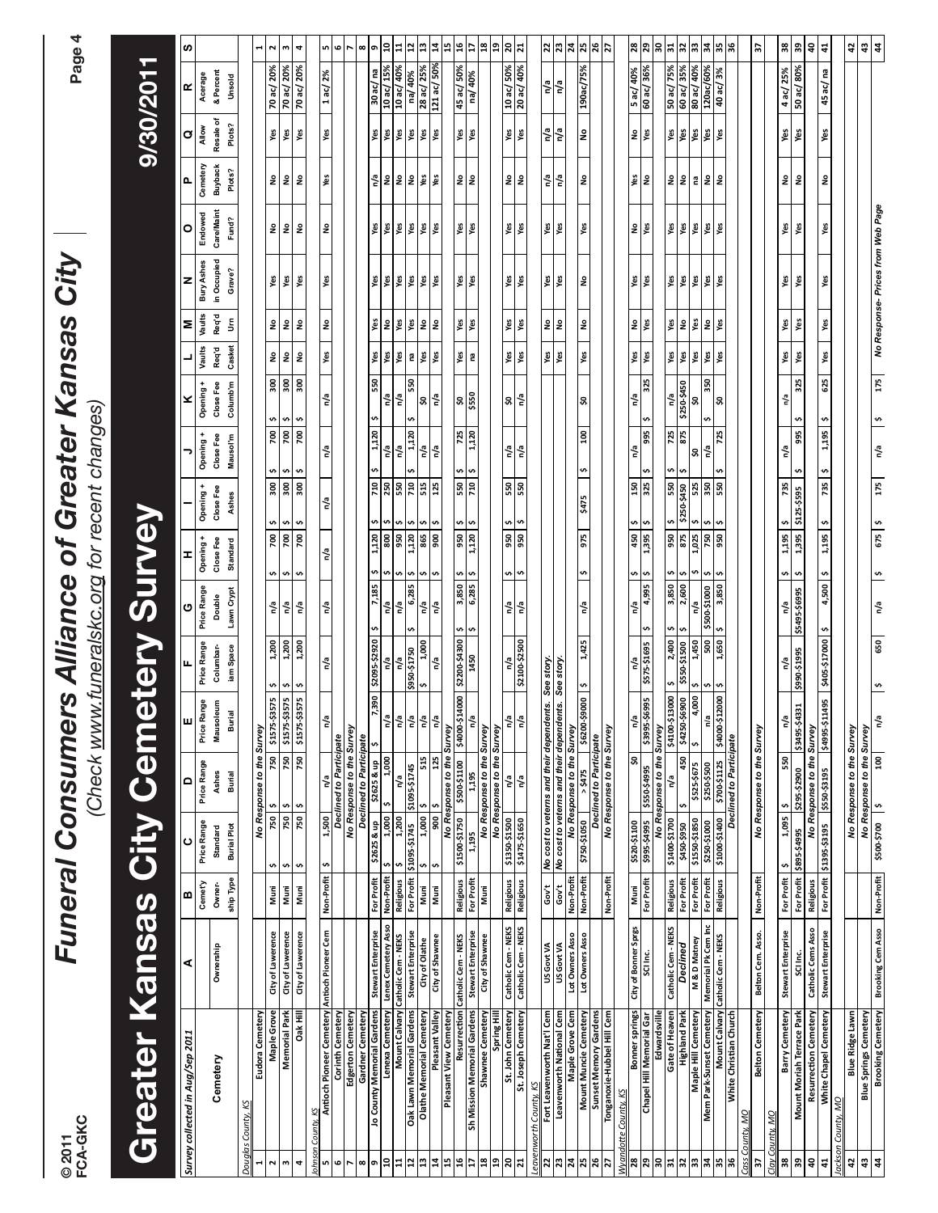© 2011
FCA-GKC

# Funeral Consumers Alliance of Greater Kansas City

*(Check www.funeralskc.org for recent changes)*

# Greater Kansas City Cemetery Survey

**9/30/2011**

| # | Cemetery | A Ownership | B Cemet'y Owner-ship Type | C Price Range Standard Burial Plot | D Price Range Ashes Burial | E Price Range Mausoleum Burial | F Price Range Columbar-iam Space | G Price Range Double Lawn Crypt | H Opening + Close Fee Standard | I Opening + Close Fee Ashes | J Opening + Close Fee Mausol'm | K Opening + Close Fee Columb'm | L Vaults Req'd Casket | M Vaults Req'd Urn | N Bury Ashes in Occupied Grave? | O Endowed Care/Maint Fund? | P Cemetery Buyback Plots? | Q Allow Resale of Plots? | R Acreage & Percent Unsold | S |
|---|---|---|---|---|---|---|---|---|---|---|---|---|---|---|---|---|---|---|---|---|
| *Survey collected in Aug/Sep 2011* | | | | | | | | | | | | | | | | | | | | |
| *Douglas County, KS* | | | | | | | | | | | | | | | | | | | | |
| 1 | Eudora Cemetery | | | No Response to the Survey | | | | | | | | | | | | | | | | 1 |
| 2 | Maple Grove | City of Lawrence | Muni | $ 750 | $ 750 | $1575-$3575 | $ 1,200 | n/a | $ 700 | $ 300 | $ 700 | $ 300 | No | No | Yes | No | No | Yes | 70 ac/ 20% | 2 |
| 3 | Memorial Park | City of Lawrence | Muni | $ 750 | $ 750 | $1575-$3575 | $ 1,200 | n/a | $ 700 | $ 300 | $ 700 | $ 300 | No | No | Yes | No | No | Yes | 70 ac/ 20% | 3 |
| 4 | Oak Hill | City of Lawrence | Muni | $ 750 | $ 750 | $1575-$3575 | $ 1,200 | n/a | $ 700 | $ 300 | $ 700 | $ 300 | No | No | Yes | No | No | Yes | 70 ac/ 20% | 4 |
| *Johnson County, KS* | | | | | | | | | | | | | | | | | | | | |
| 5 | Antioch Pioneer Cemetery | Antioch Pioneer Cem | Non-Profit | $ 1,500 | n/a | n/a | n/a | n/a | n/a | n/a | n/a | n/a | Yes | No | Yes | No | Yes | Yes | 1 ac/ 2% | 5 |
| 6 | Corinth Cemetery | | | Declined to Participate | | | | | | | | | | | | | | | | 6 |
| 7 | Edgerton Cemetery | | | No Response to the Survey | | | | | | | | | | | | | | | | 7 |
| 8 | Gardner Cemetery | | | Declined to Participate | | | | | | | | | | | | | | | | 8 |
| 9 | Jo County Memorial Gardens | Stewart Enterprise | For Profit | $2625 & up | $2625 & up | $ 7,390 | $2095-$2920 | $ 7,185 | $ 1,120 | $ 710 | $ 1,120 | $ 550 | Yes | Yes | Yes | Yes | n/a | Yes | 30 ac/ na | 9 |
| 10 | Lenexa Cemetery | Lenexa Cemetery Asso | Non-Profit | $ 1,000 | $ 1,000 | n/a | n/a | n/a | $ 800 | $ 250 | n/a | n/a | Yes | No | Yes | Yes | No | Yes | 10 ac/ 15% | 10 |
| 11 | Mount Calvary | Catholic Cem - NEKS | Religious | $ 1,200 | n/a | n/a | n/a | n/a | $ 950 | $ 550 | n/a | n/a | Yes | Yes | Yes | Yes | No | Yes | 10 ac/ 40% | 11 |
| 12 | Oak Lawn Memorial Gardens | Stewart Enterprise | For Profit | $1095-$1745 | $1095-$1745 | n/a | $950-$1750 | $ 6,285 | $ 1,120 | $ 710 | $ 1,120 | $ 550 | na | Yes | Yes | Yes | No | Yes | na/ 40% | 12 |
| 13 | Olathe Memorial Cemetery | City of Olathe | Muni | $ 1,000 | $ 515 | n/a | $ 1,000 | n/a | $ 865 | $ 515 | n/a | $0 | Yes | No | Yes | Yes | Yes | Yes | 28 ac/ 25% | 13 |
| 14 | Pleasant Valley | City of Shawnee | Muni | $ 900 | $ 125 | n/a | n/a | n/a | $ 900 | $ 125 | n/a | n/a | Yes | No | Yes | Yes | Yes | Yes | 121 ac/ 50% | 14 |
| 15 | Pleasant View Cemetery | | | No Response to the Survey | | | | | | | | | | | | | | | | 15 |
| 16 | Resurrection | Catholic Cem - NEKS | Religious | $1500-$1750 | $500-$1100 | $4000-$14000 | $2200-$4300 | $ 3,850 | $ 950 | $ 550 | $ 725 | $0 | Yes | Yes | Yes | Yes | No | Yes | 45 ac/ 50% | 16 |
| 17 | Sh Mission Memorial Gardens | Stewart Enterprise | For Profit | 1,195 | 1,195 | n/a | 1450 | $ 6,285 | $ 1,120 | $ 710 | $ 1,120 | $550 | na | Yes | Yes | Yes | No | Yes | na/ 40% | 17 |
| 18 | Shawnee Cemetery | City of Shawnee | Muni | No Response to the Survey | | | | | | | | | | | | | | | | 18 |
| 19 | Spring Hill | | | No Response to the Survey | | | | | | | | | | | | | | | | 19 |
| 20 | St. John Cemetery | Catholic Cem - NEKS | Religious | $1350-$1500 | n/a | n/a | n/a | n/a | $ 950 | $ 550 | n/a | $0 | Yes | Yes | Yes | Yes | No | Yes | 10 ac/ 50% | 20 |
| 21 | St. Joseph Cemetery | Catholic Cem - NEKS | Religious | $1475-$1650 | n/a | n/a | $2100-$2500 | n/a | $ 950 | $ 550 | n/a | n/a | Yes | Yes | Yes | Yes | No | Yes | 20 ac/ 40% | 21 |
| *Leavenworth County, KS* | | | | | | | | | | | | | | | | | | | | |
| 22 | Fort Leavenworth Nat'l Cem | US Govt VA | Gov't | No cost to veterans and their dependents. See story. | | | | | | | | | Yes | No | Yes | Yes | n/a | n/a | n/a | 22 |
| 23 | Leavenworth National Cem | US Govt VA | Gov't | No cost to veterans and their dependents. See story. | | | | | | | | | Yes | No | Yes | Yes | n/a | n/a | n/a | 23 |
| 24 | Maple Grove Cem | Lot Owners Asso | Non-Profit | No Response to the Survey | | | | | | | | | | | | | | | | 24 |
| 25 | Mount Muncie Cemetery | Lot Owners Asso | Non-Profit | $750-$1050 | > $475 | $6200-$9000 | $ 1,425 | n/a | $ 975 | $475 | $ 100 | $0 | Yes | No | No | Yes | No | No | 190ac/75% | 25 |
| 26 | Sunset Memory Gardens | | | Declined to Participate | | | | | | | | | | | | | | | | 26 |
| 27 | Tonganoxie-Hubbel Hill Cem | | Non-Profit | No Response to the Survey | | | | | | | | | | | | | | | | 27 |
| *Wyandotte County, KS* | | | | | | | | | | | | | | | | | | | | |
| 28 | Bonner springs | City of Bonner Sprgs | Muni | $520-$1100 | $0 | n/a | n/a | n/a | $ 450 | $ 150 | n/a | n/a | Yes | No | Yes | No | Yes | No | 5 ac/ 40% | 28 |
| 29 | Chapel Hill Memorial Gar | SCI Inc. | For Profit | $995-$4995 | $550-$4995 | $3995-$6995 | $575-$1695 | $ 4,995 | $ 1,395 | $ 325 | $ 995 | $ 325 | Yes | Yes | Yes | Yes | No | Yes | 60 ac/ 36% | 29 |
| 30 | Edwardsville | | | No Response to the Survey | | | | | | | | | | | | | | | | 30 |
| 31 | Gate of Heaven | Catholic Cem - NEKS | Religious | $1400-$1700 | n/a | $4100-$13000 | $ 2,400 | $ 3,850 | $ 950 | $ 550 | $ 725 | n/a | Yes | Yes | Yes | Yes | No | Yes | 50 ac/ 75% | 31 |
| 32 | Highland Park | *Declined* | For Profit | $450-$950 | $ 450 | $4250-$6900 | $550-$1500 | $ 2,600 | $ 875 | $250-$450 | $ 875 | $250-$450 | Yes | No | Yes | Yes | No | Yes | 60 ac/ 35% | 32 |
| 33 | Maple Hill Cemetery | M & D Matney | For Profit | $1550-$1850 | $525-$675 | $ 4,000 | $ 1,450 | n/a | $ 1,025 | $ 525 | $0 | $0 | Yes | Yes | Yes | Yes | na | Yes | 80 ac/ 40% | 33 |
| 34 | Mem Park-Sunset Cemetery | Memorial Pk Cem Inc | For Profit | $250-$1000 | $250-$500 | n/a | $ 500 | $500-$1000 | $ 750 | $ 350 | n/a | $ 350 | Yes | No | Yes | Yes | No | Yes | 120ac/60% | 34 |
| 35 | Mount Calvary | Catholic Cem - NEKS | Religious | $1000-$1400 | $700-$1125 | $4000-$12000 | $ 1,650 | $ 3,850 | $ 950 | $ 550 | $ 725 | $0 | Yes | Yes | Yes | Yes | No | Yes | 40 ac/ 3% | 35 |
| 36 | White Christian Church | | | Declined to Participate | | | | | | | | | | | | | | | | 36 |
| *Cass County, MO* | | | | | | | | | | | | | | | | | | | | |
| 37 | Belton Cemetery | Belton Cem. Asso. | Non-Profit | No Response to the Survey | | | | | | | | | | | | | | | | 37 |
| *Clay County, MO* | | | | | | | | | | | | | | | | | | | | |
| 38 | Barry Cemetery | Stewart Enterprise | For Profit | $ 1,095 | $ 550 | n/a | n/a | n/a | $ 1,195 | $ 735 | n/a | n/a | Yes | Yes | Yes | Yes | No | Yes | 4 ac/ 25% | 38 |
| 39 | Mount Moriah Terrace Park | SCI Inc. | For Profit | $895-$4995 | $295-$2900 | $3495-$4331 | $990-$1995 | $5495-$6995 | $ 1,395 | $125-$595 | $ 995 | $ 325 | Yes | Yes | Yes | Yes | No | Yes | 50 ac/ 80% | 39 |
| 40 | Resurrection Cemetery | Catholic Cems Asso | Religious | No Response to the Survey | | | | | | | | | | | | | | | | 40 |
| 41 | White Chapel Cemetery | Stewart Enterprise | For Profit | $1395-$3195 | $550-$3195 | $4995-$11495 | $405-$17000 | $ 4,500 | $ 1,195 | $ 735 | $ 1,195 | $ 625 | Yes | Yes | Yes | Yes | No | Yes | 45 ac/ na | 41 |
| *Jackson County, MO* | | | | | | | | | | | | | | | | | | | | |
| 42 | Blue Ridge Lawn | | | No Response to the Survey | | | | | | | | | | | | | | | | 42 |
| 43 | Blue Springs Cemetery | | | No Response to the Survey | | | | | | | | | | | | | | | | 43 |
| 44 | Brooking Cemetery | Brooking Cem Asso | Non-Profit | $500-$700 | $ 100 | n/a | $ 650 | n/a | $ 675 | $ 175 | n/a | $ 175 | No Response- Prices from Web Page | | | | | | | 44 |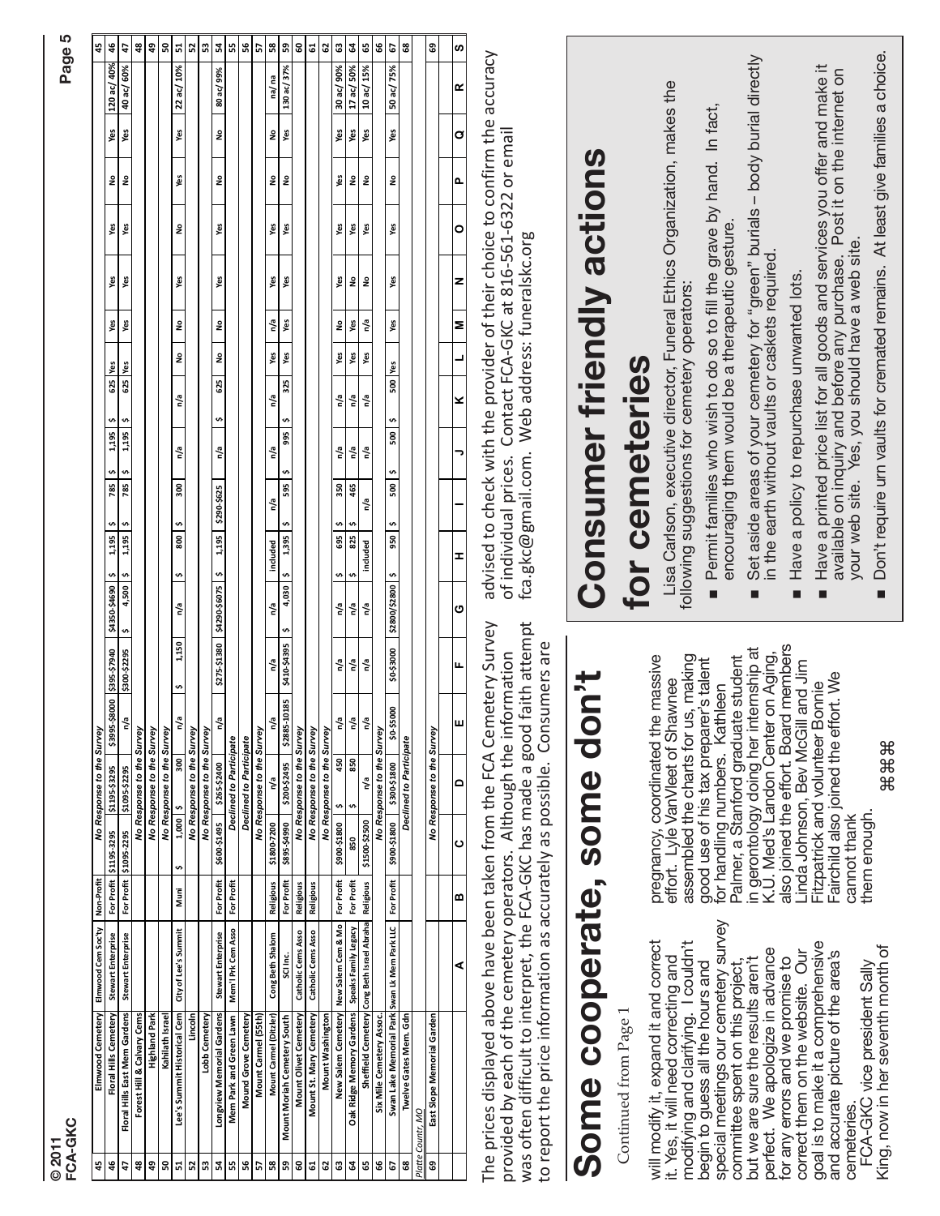| | | A | B | C | D | E | F | G | H | I | J | K | L | M | N | O | P | Q | R | |
|---|---|---|---|---|---|---|---|---|---|---|---|---|---|---|---|---|---|---|---|---|
| 45 | Elmwood Cemetery | Elmwood Cem Soc'ty | Non-Profit | *No Response to the Survey* | | | | | | | | | | | | | | | | 45 |
| 46 | Floral Hills Cemetery | Stewart Enterprise | For Profit | $1195-3295 | | $3995-$8000 | $395-$7940 | $4350-$4690 | $ 1,195 | $ 785 | $ 1,195 | $ 625 | Yes | Yes | Yes | Yes | No | Yes | 120 ac/ 40% | 46 |
| 47 | Floral Hills East Mem Gardens | Stewart Enterprise | For Profit | $1095-2295 | $1095-$2295 | n/a | $300-$2295 | $ 4,500 | $ 1,195 | $ 785 | $ 1,195 | $ 625 | Yes | Yes | Yes | Yes | No | Yes | 40 ac/ 60% | 47 |
| 48 | Forest Hill & Calvary Cems | | | *No Response to the Survey* | | | | | | | | | | | | | | | | 48 |
| 49 | Highland Park | | | *No Response to the Survey* | | | | | | | | | | | | | | | | 49 |
| 50 | Kahilath Israel | | | *No Response to the Survey* | | | | | | | | | | | | | | | | 50 |
| 51 | Lee's Summit Historical Cem | City of Lee's Summit | Muni | $ 1,000 | $ 300 | n/a | $ 1,150 | n/a | $ 800 | $ 300 | n/a | n/a | No | No | Yes | No | Yes | Yes | 22 ac/ 10% | 51 |
| 52 | Lincoln | | | *No Response to the Survey* | | | | | | | | | | | | | | | | 52 |
| 53 | Lobb Cemetery | | | *No Response to the Survey* | | | | | | | | | | | | | | | | 53 |
| 54 | Longview Memorial Gardens | Stewart Enterprise | For Profit | $600-$1495 | $265-$2400 | n/a | $275-$1380 | $4290-$6075 | $ 1,195 | $290-$625 | n/a | $ 625 | No | No | Yes | Yes | No | No | 80 ac/ 99% | 54 |
| 55 | Mem Park and Green Lawn | Mem'l Prk Cem Asso | For Profit | *Declined to Participate* | | | | | | | | | | | | | | | | 55 |
| 56 | Mound Grove Cemetery | | | *Declined to Participate* | | | | | | | | | | | | | | | | 56 |
| 57 | Mount Carmel (55th) | | | *No Response to the Survey* | | | | | | | | | | | | | | | | 57 |
| 58 | Mount Carmel (Ditzler) | Cong Beth Shalom | Religious | $1800-7200 | n/a | n/a | n/a | n/a | included | n/a | n/a | n/a | Yes | n/a | Yes | Yes | No | No | na/ na | 58 |
| 59 | Mount Moriah Cemetery South | SCI Inc. | For Profit | $895-$4990 | $200-$2495 | $2885-10185 | $410-$4395 | $ 4,030 | $ 1,395 | $ 595 | $ 995 | $ 325 | Yes | Yes | Yes | Yes | No | Yes | 130 ac/ 37% | 59 |
| 60 | Mount Olivet Cemetery | Catholic Cems Asso | Religious | *No Response to the Survey* | | | | | | | | | | | | | | | | 60 |
| 61 | Mount St. Mary Cemetery | Catholic Cems Asso | Religious | *No Response to the Survey* | | | | | | | | | | | | | | | | 61 |
| 62 | Mount Washington | | | *No Response to the Survey* | | | | | | | | | | | | | | | | 62 |
| 63 | New Salem Cemetery | New Salem Cem & Mo | For Profit | $900-$1800 | $ 450 | n/a | n/a | n/a | $ 695 | $ 350 | n/a | n/a | Yes | No | Yes | Yes | Yes | Yes | 30 ac/ 90% | 63 |
| 64 | Oak Ridge Memory Gardens | Speaks Family Legacy | For Profit | 850 | $ 850 | n/a | n/a | n/a | $ 825 | $ 465 | n/a | n/a | Yes | Yes | No | Yes | No | Yes | 17 ac/ 50% | 64 |
| 65 | Sheffield Cemetery | Cong Beth Israel Abraha | Religious | $1500-$2500 | n/a | n/a | n/a | n/a | included | n/a | n/a | n/a | Yes | n/a | No | Yes | No | Yes | 10 ac/ 15% | 65 |
| 66 | Six Mile Cemetery Assoc. | | | *No Response to the Survey* | | | | | | | | | | | | | | | | 66 |
| 67 | Swan Lake Memorial Park | Swan Lk Mem Park LLC | For Profit | $900-$1800 | $300-$1800 | $0-$5500 | $0-$3000 | $2800/$2800 | $ 950 | $ 500 | $ 500 | $ 500 | Yes | Yes | Yes | Yes | No | Yes | 50 ac/ 75% | 67 |
| 68 | Twelve Gates Mem. Gdn | | | *Declined to Participate* | | | | | | | | | | | | | | | | 68 |
| | *Platte Countr, MO* | | | | | | | | | | | | | | | | | | | |
| 69 | East Slope Memorial Garden | | | *No Response to the Survey* | | | | | | | | | | | | | | | | 69 |

The prices displayed above have been taken from the FCA Cemetery Survey provided by each of the cemetery operators. Although the information was often difficult to interpret, the FCA-GKC has made a good faith attempt to report the price information as accurately as possible. Consumers are advised to check with the provider of their choice to confirm the accuracy of individual prices. Contact FCA-GKC at 816-561-6322 or email fca.gkc@gmail.com. Web address: funeralskc.org

# Some cooperate, some don't

Continued from Page 1

will modify it, expand it and correct it. Yes, it will need correcting and modifying and clarifying. I couldn't begin to guess all the hours and special meetings our cemetery survey committee spent on this project, but we are sure the results aren't perfect. We apologize in advance for any errors and we promise to correct them on the website. Our goal is to make it a comprehensive and accurate picture of the area's cemeteries.

FCA-GKC vice president Sally King, now in her seventh month of pregnancy, coordinated the massive effort. Lyle VanVleet of Shawnee assembled the charts for us, making good use of his tax preparer's talent for handling numbers. Kathleen Palmer, a Stanford graduate student in gerontology doing her internship at K.U. Med's Landon Center on Aging, also joined the effort. Board members Linda Johnson, Bev McGill and Jim Fitzpatrick and volunteer Bonnie Fairchild also joined the effort. We cannot thank them enough.

⌘⌘⌘

# Consumer friendly actions for cemeteries

Lisa Carlson, executive director, Funeral Ethics Organization, makes the following suggestions for cemetery operators:

- Permit families who wish to do so to fill the grave by hand. In fact, encouraging them would be a therapeutic gesture.
- Set aside areas of your cemetery for "green" burials – body burial directly in the earth without vaults or caskets required.
- Have a policy to repurchase unwanted lots.
- Have a printed price list for all goods and services you offer and make it available on inquiry and before any purchase. Post it on the internet on your web site. Yes, you should have a web site.
- Don't require urn vaults for cremated remains. At least give families a choice.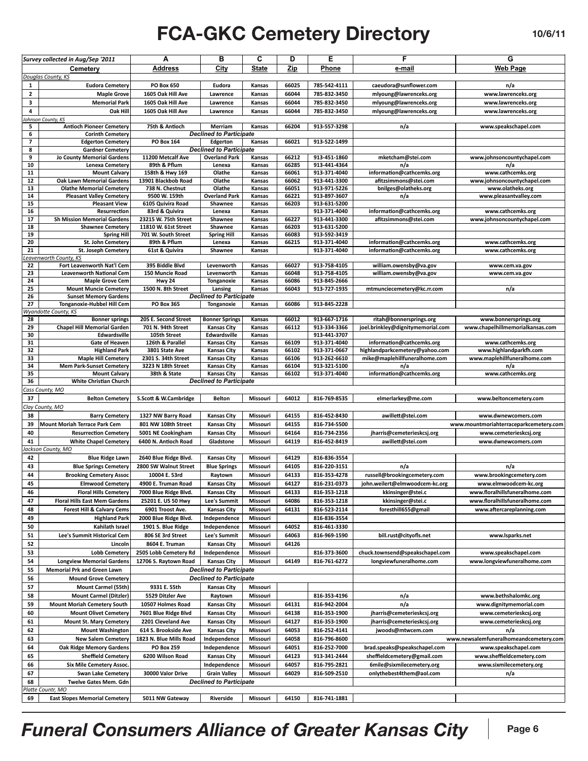# FCA-GKC Cemetery Directory

10/6/11

| Survey collected in Aug/Sep '2011 | | A | B | C | D | E | F | G |
|---|---|---|---|---|---|---|---|---|
| | **Cemetery** | **Address** | **City** | **State** | **Zip** | **Phone** | **e-mail** | **Web Page** |
| *Douglas County, KS* | | | | | | | | |
| 1 | Eudora Cemetery | PO Box 650 | Eudora | Kansas | 66025 | 785-542-4111 | caeudora@sunflower.com | n/a |
| 2 | Maple Grove | 1605 Oak Hill Ave | Lawrence | Kansas | 66044 | 785-832-3450 | mlyoung@lawrenceks.org | www.lawrenceks.org |
| 3 | Memorial Park | 1605 Oak Hill Ave | Lawrence | Kansas | 66044 | 785-832-3450 | mlyoung@lawrenceks.org | www.lawrenceks.org |
| 4 | Oak Hill | 1605 Oak Hill Ave | Lawrence | Kansas | 66044 | 785-832-3450 | mlyoung@lawrenceks.org | www.lawrenceks.org |
| *Johnson County, KS* | | | | | | | | |
| 5 | Antioch Pioneer Cemetery | 75th & Antioch | Merriam | Kansas | 66204 | 913-557-3298 | n/a | www.speakschapel.com |
| 6 | Corinth Cemetery | *Declined to Participate* | | | | | | |
| 7 | Edgerton Cemetery | PO Box 164 | Edgerton | Kansas | 66021 | 913-522-1499 | | |
| 8 | Gardner Cemetery | *Declined to Participate* | | | | | | |
| 9 | Jo County Memorial Gardens | 11200 Metcalf Ave | Overland Park | Kansas | 66212 | 913-451-1860 | mketcham@stei.com | www.johnsoncountychapel.com |
| 10 | Lenexa Cemetery | 89th & Pflum | Lenexa | Kansas | 66285 | 913-441-4364 | n/a | n/a |
| 11 | Mount Calvary | 158th & Hwy 169 | Olathe | Kansas | 66061 | 913-371-4040 | information@cathcemks.org | www.cathcemks.org |
| 12 | Oak Lawn Memorial Gardens | 13901 Blackbob Road | Olathe | Kansas | 66062 | 913-441-3300 | afitzsimmons@stei.com | www.johnsoncountychapel.com |
| 13 | Olathe Memorial Cemetery | 738 N. Chestnut | Olathe | Kansas | 66051 | 913-971-5226 | bnilges@olatheks.org | www.olatheks.org |
| 14 | Pleasant Valley Cemetery | 9500 W. 159th | Overland Park | Kansas | 66221 | 913-897-3607 | n/a | www.pleasantvalley.com |
| 15 | Pleasant View | 6105 Quivira Road | Shawnee | Kansas | 66203 | 913-631-5200 | | |
| 16 | Resurrection | 83rd & Quivira | Lenexa | Kansas | | 913-371-4040 | information@cathcemks.org | www.cathcemks.org |
| 17 | Sh Mission Memorial Gardens | 23215 W. 75th Street | Shawnee | Kansas | 66227 | 913-441-3300 | afitzsimmons@stei.com | www.johnsoncountychapel.com |
| 18 | Shawnee Cemetery | 11810 W. 61st Street | Shawnee | Kansas | 66203 | 913-631-5200 | | |
| 19 | Spring Hill | 701 W. South Street | Spring Hill | Kansas | 66083 | 913-592-3419 | | |
| 20 | St. John Cemetery | 89th & Pflum | Lenexa | Kansas | 66215 | 913-371-4040 | information@cathcemks.org | www.cathcemks.org |
| 21 | St. Joseph Cemetery | 61st & Quivira | Shawnee | Kansas | | 913-371-4040 | information@cathcemks.org | www.cathcemks.org |
| *Leavenworth County, KS* | | | | | | | | |
| 22 | Fort Leavenworth Nat'l Cem | 395 Biddle Blvd | Levenworth | Kansas | 66027 | 913-758-4105 | william.owensby@va.gov | www.cem.va.gov |
| 23 | Leavenworth National Cem | 150 Muncie Road | Levenworth | Kansas | 66048 | 913-758-4105 | william.owensby@va.gov | www.cem.va.gov |
| 24 | Maple Grove Cem | Hwy 24 | Tonganoxie | Kansas | 66086 | 913-845-2666 | | |
| 25 | Mount Muncie Cemetery | 1500 N. 8th Street | Lansing | Kansas | 66043 | 913-727-1935 | mtmunciecemetery@kc.rr.com | n/a |
| 26 | Sunset Memory Gardens | *Declined to Participate* | | | | | | |
| 27 | Tonganoxie-Hubbel Hill Cem | PO Box 365 | Tonganoxie | Kansas | 66086 | 913-845-2228 | | |
| *Wyandotte County, KS* | | | | | | | | |
| 28 | Bonner springs | 205 E. Second Street | Bonner Springs | Kansas | 66012 | 913-667-1716 | ritah@bonnersprings.org | www.bonnersprings.org |
| 29 | Chapel Hill Memorial Garden | 701 N. 94th Street | Kansas City | Kansas | 66112 | 913-334-3366 | joel.brinkley@dignitymemorial.com | www.chapelhillmemorialkansas.com |
| 30 | Edwardsville | 105th Street | Edwardsville | Kansas | | 913-441-3707 | | |
| 31 | Gate of Heaven | 126th & Parallel | Kansas City | Kansas | 66109 | 913-371-4040 | information@cathcemks.org | www.cathcemks.org |
| 32 | Highland Park | 3801 State Ave | Kansas City | Kansas | 66102 | 913-371-0667 | highlandparkcemetery@yahoo.com | www.highlandparkfh.com |
| 33 | Maple Hill Cemetery | 2301 S. 34th Street | Kansas City | Kansas | 66106 | 913-262-6610 | mike@maplehillfuneralhome.com | www.maplehillfuneralhome.com |
| 34 | Mem Park-Sunset Cemetery | 3223 N 18th Street | Kansas City | Kansas | 66104 | 913-321-5100 | n/a | n/a |
| 35 | Mount Calvary | 38th & State | Kansas City | Kansas | 66102 | 913-371-4040 | information@cathcemks.org | www.cathcemks.org |
| 36 | White Christian Church | *Declined to Participate* | | | | | | |
| *Cass County, MO* | | | | | | | | |
| 37 | Belton Cemetery | S.Scott & W.Cambridge | Belton | Missouri | 64012 | 816-769-8535 | elmerlarkey@me.com | www.beltoncemetery.com |
| *Clay County, MO* | | | | | | | | |
| 38 | Barry Cemetery | 1327 NW Barry Road | Kansas City | Missouri | 64155 | 816-452-8430 | awillett@stei.com | www.dwnewcomers.com |
| 39 | Mount Moriah Terrace Park Cem | 801 NW 108th Street | Kansas City | Missouri | 64155 | 816-734-5500 | | www.mountmoriahterraceparkcemetery.com |
| 40 | Resurrection Cemetery | 5001 NE Cookingham | Kansas City | Missouri | 64164 | 816-734-2356 | jharris@cemetarieskcsj.org | www.cemetarieskcsj.org |
| 41 | White Chapel Cemetery | 6400 N. Antioch Road | Gladstone | Missouri | 64119 | 816-452-8419 | awillett@stei.com | www.dwnewcomers.com |
| *Jackson County, MO* | | | | | | | | |
| 42 | Blue Ridge Lawn | 2640 Blue Ridge Blvd. | Kansas City | Missouri | 64129 | 816-836-3554 | | |
| 43 | Blue Springs Cemetery | 2800 SW Walnut Street | Blue Springs | Missouri | 64105 | 816-220-3151 | n/a | n/a |
| 44 | Brooking Cemetery Assoc | 10004 E. 53rd | Raytown | Missouri | 64133 | 816-353-4278 | russell@brookingcemetery.com | www.brookingcemetery.com |
| 45 | Elmwood Cemetery | 4900 E. Truman Road | Kansas City | Missouri | 64127 | 816-231-0373 | john.weilert@elmwoodcem-kc.org | www.elmwoodcem-kc.org |
| 46 | Floral Hills Cemetery | 7000 Blue Ridge Blvd. | Kansas City | Missouri | 64133 | 816-353-1218 | kkinsinger@stei.c | www.floralhillsfuneralhome.com |
| 47 | Floral Hills East Mem Gardens | 25201 E. US 50 Hwy | Lee's Summit | Missouri | 64086 | 816-353-1218 | kkinsinger@stei.c | www.floralhillsfuneralhome.com |
| 48 | Forest Hill & Calvary Cems | 6901 Troost Ave. | Kansas City | Missouri | 64131 | 816-523-2114 | foresthill655@gmail | www.aftercareplanning.com |
| 49 | Highland Park | 2000 Blue Ridge Blvd. | Independence | Missouri | | 816-836-3554 | | |
| 50 | Kahilath Israel | 1901 S. Blue Ridge | Independence | Missouri | 64052 | 816-461-3330 | | |
| 51 | Lee's Summit Historical Cem | 806 SE 3rd Street | Lee's Summit | Missouri | 64063 | 816-969-1590 | bill.rust@cityofls.net | www.lsparks.net |
| 52 | Lincoln | 8604 E. Truman | Kansas City | Missouri | 64126 | | | |
| 53 | Lobb Cemetery | 2505 Lobb Cemetery Rd | Independence | Missouri | | 816-373-3600 | chuck.townsend@speakschapel.com | www.speakschapel.com |
| 54 | Longview Memorial Gardens | 12706 S. Raytown Road | Kansas City | Missouri | 64149 | 816-761-6272 | longviewfuneralhome.com | www.longviewfuneralhome.com |
| 55 | Memorial Prk and Green Lawn | *Declined to Participate* | | | | | | |
| 56 | Mound Grove Cemetery | *Declined to Participate* | | | | | | |
| 57 | Mount Carmel (55th) | 9331 E. 55th | Kansas City | Missouri | | | | |
| 58 | Mount Carmel (Ditzler) | 5529 Ditzler Ave | Raytown | Missouri | | 816-353-4196 | n/a | www.bethshalomkc.org |
| 59 | Mount Moriah Cemetery South | 10507 Holmes Road | Kansas City | Missouri | 64131 | 816-942-2004 | n/a | www.dignitymemorial.com |
| 60 | Mount Olivet Cemetery | 7601 Blue Ridge Blvd | Kansas City | Missouri | 64138 | 816-353-1900 | jharris@cemetarieskcsj.org | www.cemetarieskcsj.org |
| 61 | Mount St. Mary Cemetery | 2201 Cleveland Ave | Kansas City | Missouri | 64127 | 816-353-1900 | jharris@cemetarieskcsj.org | www.cemetarieskcsj.org |
| 62 | Mount Washington | 614 S. Brookside Ave | Kansas City | Missouri | 64053 | 816-252-4141 | jwoods@mtwcem.com | n/a |
| 63 | New Salem Cemetery | 1823 N. Blue Mills Road | Independence | Missouri | 64058 | 816-796-8600 | | www.newsalemfuneralhomeandcemetery.com |
| 64 | Oak Ridge Memory Gardens | PO Box 259 | Independence | Missouri | 64051 | 816-252-7000 | brad.speaks@speakschapel.com | www.speakschapel.com |
| 65 | Sheffield Cemetery | 6200 Wilson Road | Kansas City | Missouri | 64123 | 913-341-2444 | sheffieldcemetery@gmail.com | www.sheffieldcemetery.com |
| 66 | Six Mile Cemetery Assoc. | | Independence | Missouri | 64057 | 816-795-2821 | 6mile@sixmilecemetery.org | www.sixmilecemetery.org |
| 67 | Swan Lake Cemetery | 30000 Valor Drive | Grain Valley | Missouri | 64029 | 816-509-2510 | onlythebest4them@aol.com | n/a |
| 68 | Twelve Gates Mem. Gdn | *Declined to Participate* | | | | | | |
| *Platte Countr, MO* | | | | | | | | |
| 69 | East Slopes Memorial Cemetery | 5011 NW Gateway | Riverside | Missouri | 64150 | 816-741-1881 | | |

*Funeral Consumers Alliance of Greater Kansas City*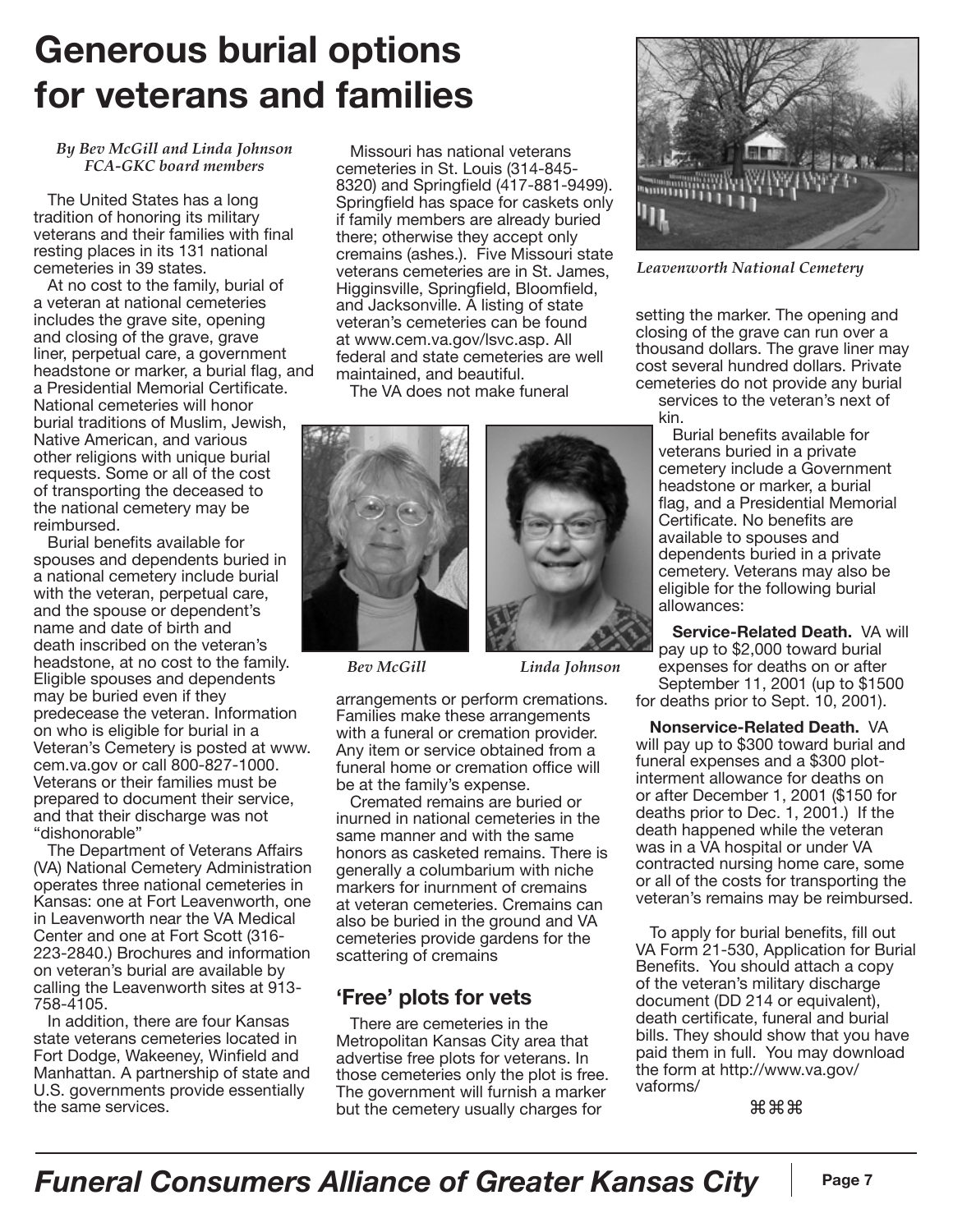// Title and byline

# Generous burial options for veterans and families

*By Bev McGill and Linda Johnson*
*FCA-GKC board members*

The United States has a long tradition of honoring its military veterans and their families with final resting places in its 131 national cemeteries in 39 states.

At no cost to the family, burial of a veteran at national cemeteries includes the grave site, opening and closing of the grave, grave liner, perpetual care, a government headstone or marker, a burial flag, and a Presidential Memorial Certificate. National cemeteries will honor burial traditions of Muslim, Jewish, Native American, and various other religions with unique burial requests. Some or all of the cost of transporting the deceased to the national cemetery may be reimbursed.

Burial benefits available for spouses and dependents buried in a national cemetery include burial with the veteran, perpetual care, and the spouse or dependent's name and date of birth and death inscribed on the veteran's headstone, at no cost to the family. Eligible spouses and dependents may be buried even if they predecease the veteran. Information on who is eligible for burial in a Veteran's Cemetery is posted at www.cem.va.gov or call 800-827-1000. Veterans or their families must be prepared to document their service, and that their discharge was not "dishonorable"

The Department of Veterans Affairs (VA) National Cemetery Administration operates three national cemeteries in Kansas: one at Fort Leavenworth, one in Leavenworth near the VA Medical Center and one at Fort Scott (316-223-2840.) Brochures and information on veteran's burial are available by calling the Leavenworth sites at 913-758-4105.

In addition, there are four Kansas state veterans cemeteries located in Fort Dodge, Wakeeney, Winfield and Manhattan. A partnership of state and U.S. governments provide essentially the same services.

Missouri has national veterans cemeteries in St. Louis (314-845-8320) and Springfield (417-881-9499). Springfield has space for caskets only if family members are already buried there; otherwise they accept only cremains (ashes.). Five Missouri state veterans cemeteries are in St. James, Higginsville, Springfield, Bloomfield, and Jacksonville. A listing of state veteran's cemeteries can be found at www.cem.va.gov/lsvc.asp. All federal and state cemeteries are well maintained, and beautiful.

The VA does not make funeral arrangements or perform cremations. Families make these arrangements with a funeral or cremation provider. Any item or service obtained from a funeral home or cremation office will be at the family's expense.

*Bev McGill* *Linda Johnson*

Cremated remains are buried or inurned in national cemeteries in the same manner and with the same honors as casketed remains. There is generally a columbarium with niche markers for inurnment of cremains at veteran cemeteries. Cremains can also be buried in the ground and VA cemeteries provide gardens for the scattering of cremains

## 'Free' plots for vets

There are cemeteries in the Metropolitan Kansas City area that advertise free plots for veterans. In those cemeteries only the plot is free. The government will furnish a marker but the cemetery usually charges for setting the marker. The opening and closing of the grave can run over a thousand dollars. The grave liner may cost several hundred dollars. Private cemeteries do not provide any burial services to the veteran's next of kin.

*Leavenworth National Cemetery*

Burial benefits available for veterans buried in a private cemetery include a Government headstone or marker, a burial flag, and a Presidential Memorial Certificate. No benefits are available to spouses and dependents buried in a private cemetery. Veterans may also be eligible for the following burial allowances:

**Service-Related Death.** VA will pay up to $2,000 toward burial expenses for deaths on or after September 11, 2001 (up to $1500 for deaths prior to Sept. 10, 2001).

**Nonservice-Related Death.** VA will pay up to $300 toward burial and funeral expenses and a $300 plot-interment allowance for deaths on or after December 1, 2001 ($150 for deaths prior to Dec. 1, 2001.) If the death happened while the veteran was in a VA hospital or under VA contracted nursing home care, some or all of the costs for transporting the veteran's remains may be reimbursed.

To apply for burial benefits, fill out VA Form 21-530, Application for Burial Benefits. You should attach a copy of the veteran's military discharge document (DD 214 or equivalent), death certificate, funeral and burial bills. They should show that you have paid them in full. You may download the form at http://www.va.gov/vaforms/

⌘⌘⌘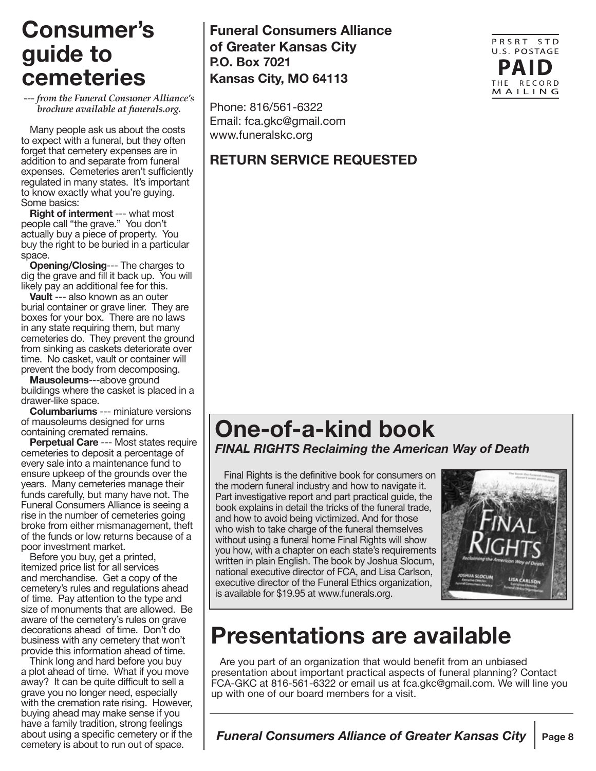# Consumer's guide to cemeteries

*--- from the Funeral Consumer Alliance's brochure available at funerals.org.*

Many people ask us about the costs to expect with a funeral, but they often forget that cemetery expenses are in addition to and separate from funeral expenses. Cemeteries aren't sufficiently regulated in many states. It's important to know exactly what you're guying. Some basics:

**Right of interment** --- what most people call "the grave." You don't actually buy a piece of property. You buy the right to be buried in a particular space.

**Opening/Closing**--- The charges to dig the grave and fill it back up. You will likely pay an additional fee for this.

**Vault** --- also known as an outer burial container or grave liner. They are boxes for your box. There are no laws in any state requiring them, but many cemeteries do. They prevent the ground from sinking as caskets deteriorate over time. No casket, vault or container will prevent the body from decomposing.

**Mausoleums**---above ground buildings where the casket is placed in a drawer-like space.

**Columbariums** --- miniature versions of mausoleums designed for urns containing cremated remains.

**Perpetual Care** --- Most states require cemeteries to deposit a percentage of every sale into a maintenance fund to ensure upkeep of the grounds over the years. Many cemeteries manage their funds carefully, but many have not. The Funeral Consumers Alliance is seeing a rise in the number of cemeteries going broke from either mismanagement, theft of the funds or low returns because of a poor investment market.

Before you buy, get a printed, itemized price list for all services and merchandise. Get a copy of the cemetery's rules and regulations ahead of time. Pay attention to the type and size of monuments that are allowed. Be aware of the cemetery's rules on grave decorations ahead of time. Don't do business with any cemetery that won't provide this information ahead of time.

Think long and hard before you buy a plot ahead of time. What if you move away? It can be quite difficult to sell a grave you no longer need, especially with the cremation rate rising. However, buying ahead may make sense if you have a family tradition, strong feelings about using a specific cemetery or if the cemetery is about to run out of space.

**Funeral Consumers Alliance of Greater Kansas City**
**P.O. Box 7021**
**Kansas City, MO 64113**

PRSRT STD
U.S. POSTAGE
PAID
THE RECORD MAILING

Phone: 816/561-6322
Email: fca.gkc@gmail.com
www.funeralskc.org

**RETURN SERVICE REQUESTED**

# One-of-a-kind book

***FINAL RIGHTS Reclaiming the American Way of Death***

Final Rights is the definitive book for consumers on the modern funeral industry and how to navigate it. Part investigative report and part practical guide, the book explains in detail the tricks of the funeral trade, and how to avoid being victimized. And for those who wish to take charge of the funeral themselves without using a funeral home Final Rights will show you how, with a chapter on each state's requirements written in plain English. The book by Joshua Slocum, national executive director of FCA, and Lisa Carlson, executive director of the Funeral Ethics organization, is available for $19.95 at www.funerals.org.

# Presentations are available

Are you part of an organization that would benefit from an unbiased presentation about important practical aspects of funeral planning? Contact FCA-GKC at 816-561-6322 or email us at fca.gkc@gmail.com. We will line you up with one of our board members for a visit.